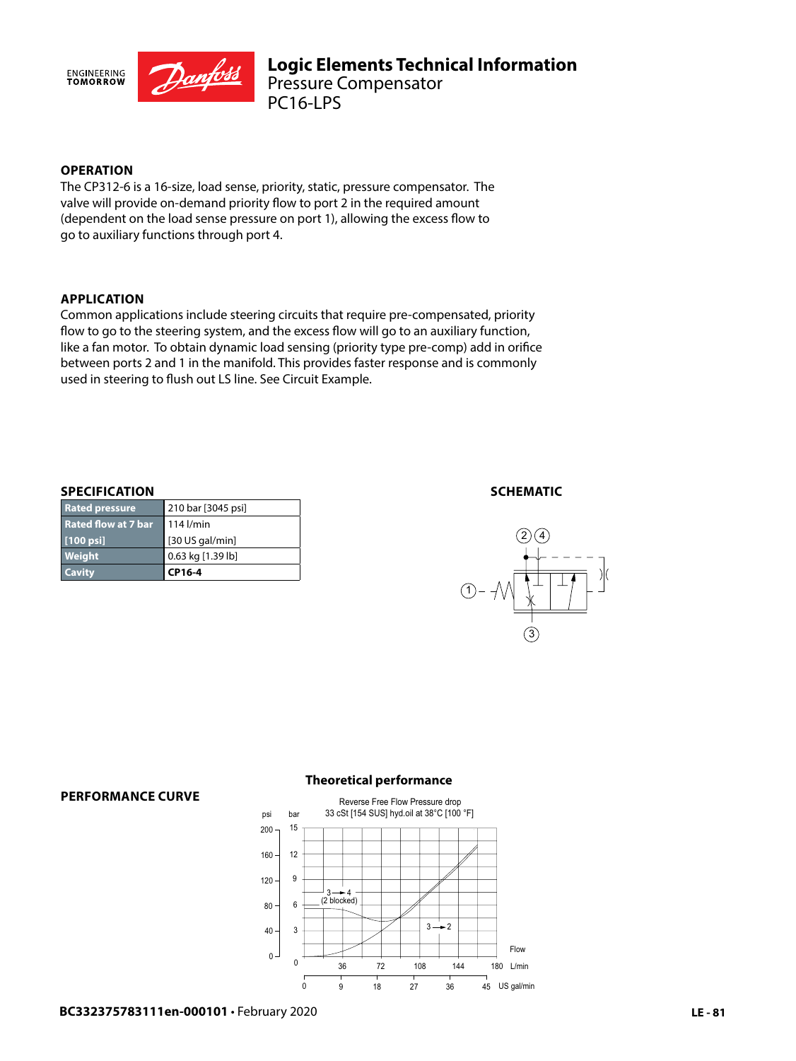# Logic Elements Technical Information
## Pressure Compensator
## PC16-LPS

### OPERATION

The CP312-6 is a 16-size, load sense, priority, static, pressure compensator. The valve will provide on-demand priority flow to port 2 in the required amount (dependent on the load sense pressure on port 1), allowing the excess flow to go to auxiliary functions through port 4.

### APPLICATION

Common applications include steering circuits that require pre-compensated, priority flow to go to the steering system, and the excess flow will go to an auxiliary function, like a fan motor. To obtain dynamic load sensing (priority type pre-comp) add in orifice between ports 2 and 1 in the manifold. This provides faster response and is commonly used in steering to flush out LS line. See Circuit Example.

### SPECIFICATION

| | |
|---|---|
| Rated pressure | 210 bar [3045 psi] |
| Rated flow at 7 bar [100 psi] | 114 l/min [30 US gal/min] |
| Weight | 0.63 kg [1.39 lb] |
| Cavity | **CP16-4** |

### SCHEMATIC

### PERFORMANCE CURVE

**Theoretical performance**

Reverse Free Flow Pressure drop
33 cSt [154 SUS] hyd.oil at 38°C [100 °F]

psi: 0, 40, 80, 120, 160, 200
bar: 0, 3, 6, 9, 12, 15

3 → 4 (2 blocked)
3 → 2

Flow
L/min: 36, 72, 108, 144, 180
US gal/min: 0, 9, 18, 27, 36, 45

BC332375783111en-000101 • February 2020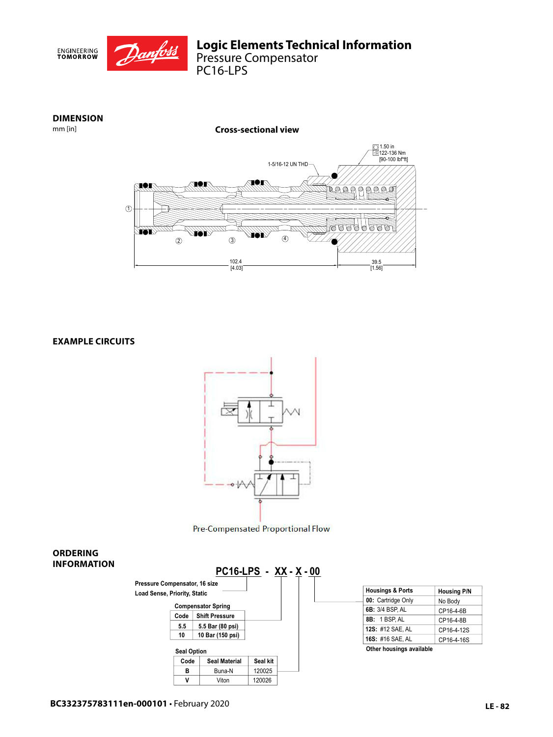# Logic Elements Technical Information
## Pressure Compensator
## PC16-LPS

## DIMENSION

mm [in]

**Cross-sectional view**

1.50 in
122-136 Nm
[90-100 lbf*ft]

1-5/16-12 UN THD

① ② ③ ④

102.4
[4.03]

39.5
[1.56]

## EXAMPLE CIRCUITS

Pre-Compensated Proportional Flow

## ORDERING INFORMATION

**PC16-LPS - XX - X - 00**

**Pressure Compensator, 16 size**
**Load Sense, Priority, Static**

**Compensator Spring**

| Code | Shift Pressure |
|---|---|
| 5.5 | 5.5 Bar (80 psi) |
| 10 | 10 Bar (150 psi) |

**Seal Option**

| Code | Seal Material | Seal kit |
|---|---|---|
| B | Buna-N | 120025 |
| V | Viton | 120026 |

| Housings & Ports | Housing P/N |
|---|---|
| 00: Cartridge Only | No Body |
| 6B: 3/4 BSP, AL | CP16-4-6B |
| 8B: 1 BSP, AL | CP16-4-8B |
| 12S: #12 SAE, AL | CP16-4-12S |
| 16S: #16 SAE, AL | CP16-4-16S |

**Other housings available**

**BC332375783111en-000101** • February 2020